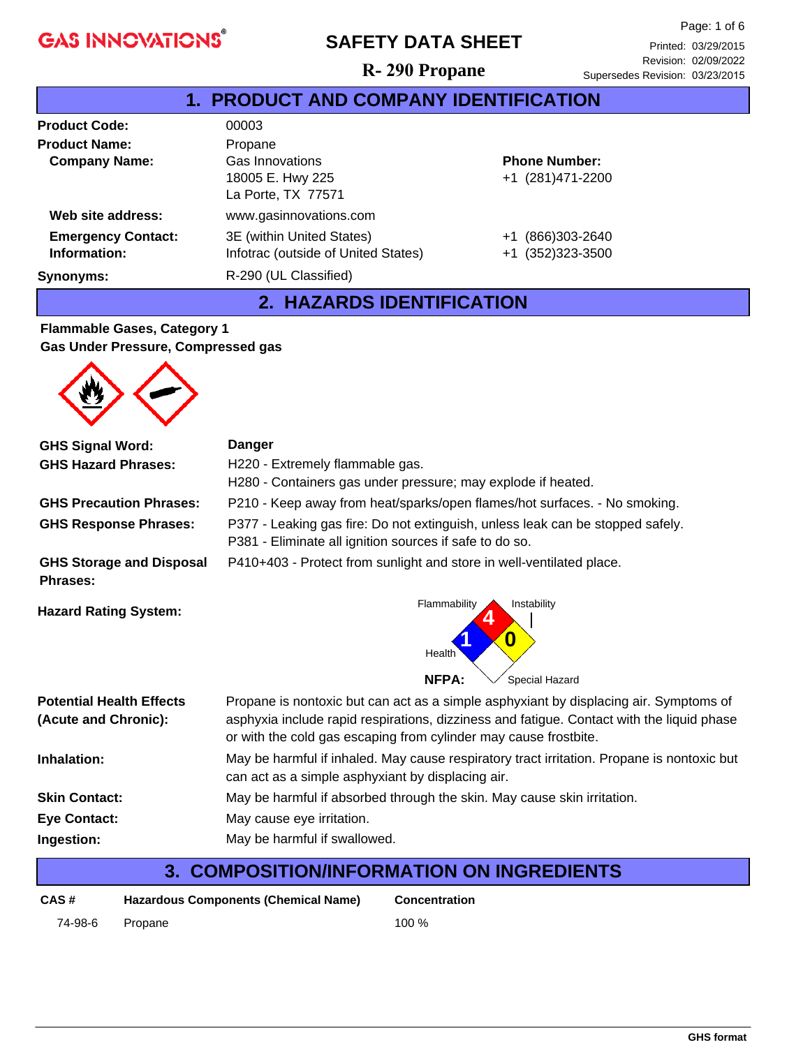GAS INNOVATIONS®

# SAFETY DATA SHEET

## R- 290 Propane

Printed: 03/29/2015
Revision: 02/09/2022
Supersedes Revision: 03/23/2015

## 1. PRODUCT AND COMPANY IDENTIFICATION

**Product Code:** 00003

**Product Name:** Propane

**Company Name:** Gas Innovations
18005 E. Hwy 225
La Porte, TX 77571

**Phone Number:** +1 (281)471-2200

**Web site address:** www.gasinnovations.com

**Emergency Contact: Information:**
3E (within United States) +1 (866)303-2640
Infotrac (outside of United States) +1 (352)323-3500

**Synonyms:** R-290 (UL Classified)

## 2. HAZARDS IDENTIFICATION

**Flammable Gases, Category 1**
**Gas Under Pressure, Compressed gas**

**GHS Signal Word:** **Danger**

**GHS Hazard Phrases:**
H220 - Extremely flammable gas.
H280 - Containers gas under pressure; may explode if heated.

**GHS Precaution Phrases:** P210 - Keep away from heat/sparks/open flames/hot surfaces. - No smoking.

**GHS Response Phrases:**
P377 - Leaking gas fire: Do not extinguish, unless leak can be stopped safely.
P381 - Eliminate all ignition sources if safe to do so.

**GHS Storage and Disposal Phrases:** P410+403 - Protect from sunlight and store in well-ventilated place.

**Hazard Rating System:**
NFPA: Flammability 4, Health 1, Instability 0, Special Hazard (none)

**Potential Health Effects (Acute and Chronic):** Propane is nontoxic but can act as a simple asphyxiant by displacing air. Symptoms of asphyxia include rapid respirations, dizziness and fatigue. Contact with the liquid phase or with the cold gas escaping from cylinder may cause frostbite.

**Inhalation:** May be harmful if inhaled. May cause respiratory tract irritation. Propane is nontoxic but can act as a simple asphyxiant by displacing air.

**Skin Contact:** May be harmful if absorbed through the skin. May cause skin irritation.

**Eye Contact:** May cause eye irritation.

**Ingestion:** May be harmful if swallowed.

## 3. COMPOSITION/INFORMATION ON INGREDIENTS

| CAS # | Hazardous Components (Chemical Name) | Concentration |
|---|---|---|
| 74-98-6 | Propane | 100 % |

GHS format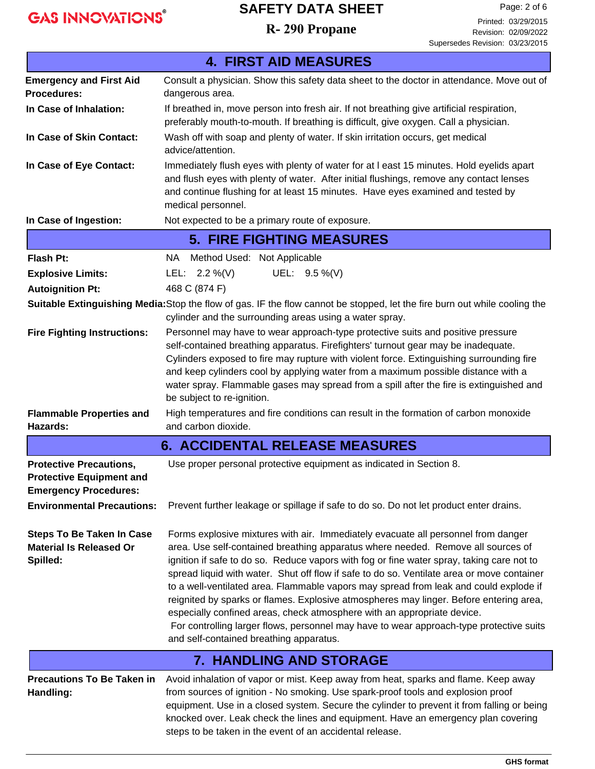## 4. FIRST AID MEASURES

**Emergency and First Aid Procedures:** Consult a physician. Show this safety data sheet to the doctor in attendance. Move out of dangerous area.

**In Case of Inhalation:** If breathed in, move person into fresh air. If not breathing give artificial respiration, preferably mouth-to-mouth. If breathing is difficult, give oxygen. Call a physician.

**In Case of Skin Contact:** Wash off with soap and plenty of water. If skin irritation occurs, get medical advice/attention.

**In Case of Eye Contact:** Immediately flush eyes with plenty of water for at l east 15 minutes. Hold eyelids apart and flush eyes with plenty of water. After initial flushings, remove any contact lenses and continue flushing for at least 15 minutes. Have eyes examined and tested by medical personnel.

**In Case of Ingestion:** Not expected to be a primary route of exposure.

## 5. FIRE FIGHTING MEASURES

**Flash Pt:** NA Method Used: Not Applicable

**Explosive Limits:** LEL: 2.2 %(V) UEL: 9.5 %(V)

**Autoignition Pt:** 468 C (874 F)

**Suitable Extinguishing Media:** Stop the flow of gas. IF the flow cannot be stopped, let the fire burn out while cooling the cylinder and the surrounding areas using a water spray.

**Fire Fighting Instructions:** Personnel may have to wear approach-type protective suits and positive pressure self-contained breathing apparatus. Firefighters' turnout gear may be inadequate. Cylinders exposed to fire may rupture with violent force. Extinguishing surrounding fire and keep cylinders cool by applying water from a maximum possible distance with a water spray. Flammable gases may spread from a spill after the fire is extinguished and be subject to re-ignition.

**Flammable Properties and Hazards:** High temperatures and fire conditions can result in the formation of carbon monoxide and carbon dioxide.

## 6. ACCIDENTAL RELEASE MEASURES

**Protective Precautions, Protective Equipment and Emergency Procedures:** Use proper personal protective equipment as indicated in Section 8.

**Environmental Precautions:** Prevent further leakage or spillage if safe to do so. Do not let product enter drains.

**Steps To Be Taken In Case Material Is Released Or Spilled:** Forms explosive mixtures with air. Immediately evacuate all personnel from danger area. Use self-contained breathing apparatus where needed. Remove all sources of ignition if safe to do so. Reduce vapors with fog or fine water spray, taking care not to spread liquid with water. Shut off flow if safe to do so. Ventilate area or move container to a well-ventilated area. Flammable vapors may spread from leak and could explode if reignited by sparks or flames. Explosive atmospheres may linger. Before entering area, especially confined areas, check atmosphere with an appropriate device.
For controlling larger flows, personnel may have to wear approach-type protective suits and self-contained breathing apparatus.

## 7. HANDLING AND STORAGE

**Precautions To Be Taken in Handling:** Avoid inhalation of vapor or mist. Keep away from heat, sparks and flame. Keep away from sources of ignition - No smoking. Use spark-proof tools and explosion proof equipment. Use in a closed system. Secure the cylinder to prevent it from falling or being knocked over. Leak check the lines and equipment. Have an emergency plan covering steps to be taken in the event of an accidental release.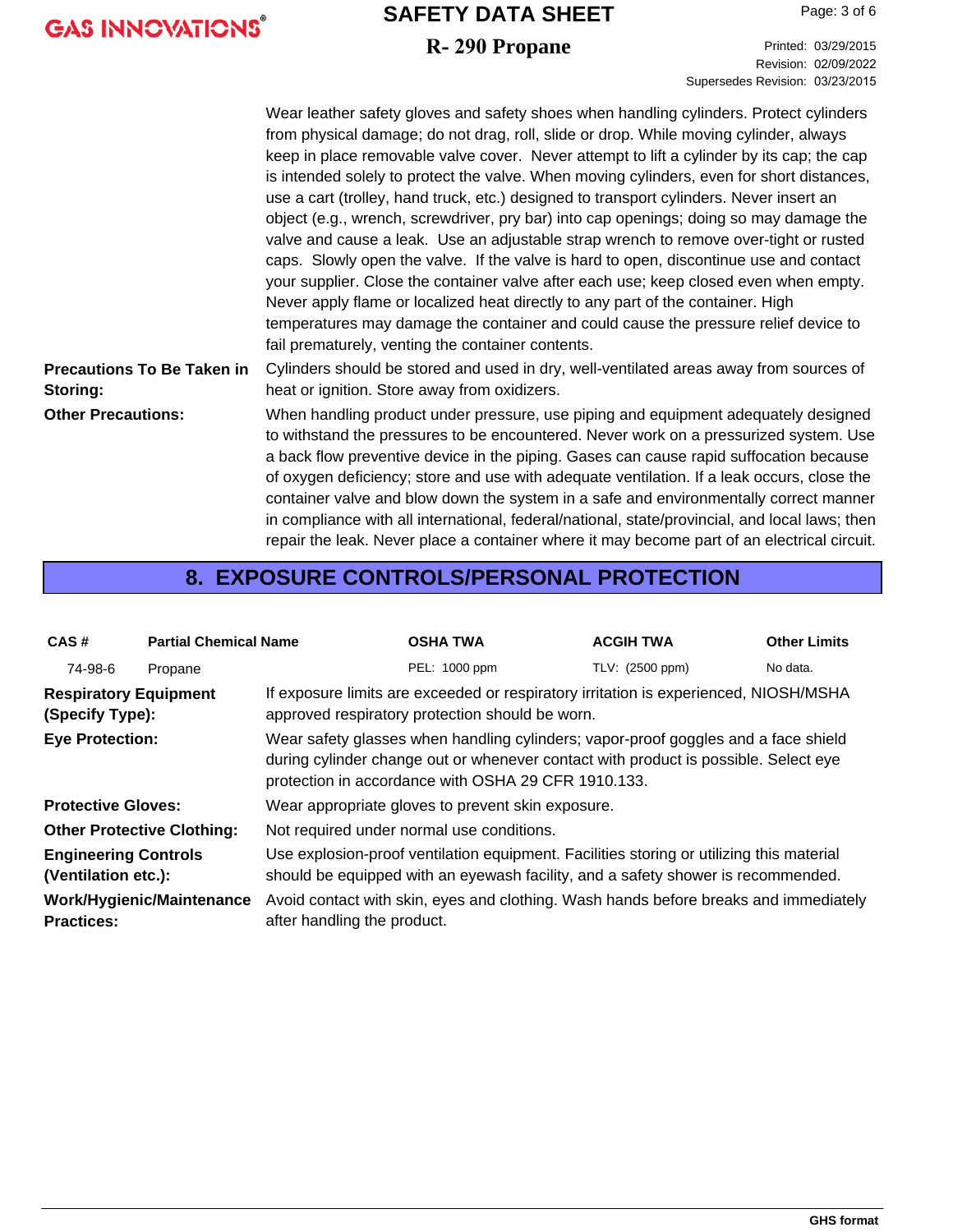Wear leather safety gloves and safety shoes when handling cylinders. Protect cylinders from physical damage; do not drag, roll, slide or drop. While moving cylinder, always keep in place removable valve cover. Never attempt to lift a cylinder by its cap; the cap is intended solely to protect the valve. When moving cylinders, even for short distances, use a cart (trolley, hand truck, etc.) designed to transport cylinders. Never insert an object (e.g., wrench, screwdriver, pry bar) into cap openings; doing so may damage the valve and cause a leak. Use an adjustable strap wrench to remove over-tight or rusted caps. Slowly open the valve. If the valve is hard to open, discontinue use and contact your supplier. Close the container valve after each use; keep closed even when empty. Never apply flame or localized heat directly to any part of the container. High temperatures may damage the container and could cause the pressure relief device to fail prematurely, venting the container contents.

**Precautions To Be Taken in Storing:** Cylinders should be stored and used in dry, well-ventilated areas away from sources of heat or ignition. Store away from oxidizers.

**Other Precautions:** When handling product under pressure, use piping and equipment adequately designed to withstand the pressures to be encountered. Never work on a pressurized system. Use a back flow preventive device in the piping. Gases can cause rapid suffocation because of oxygen deficiency; store and use with adequate ventilation. If a leak occurs, close the container valve and blow down the system in a safe and environmentally correct manner in compliance with all international, federal/national, state/provincial, and local laws; then repair the leak. Never place a container where it may become part of an electrical circuit.

## 8. EXPOSURE CONTROLS/PERSONAL PROTECTION

| CAS # | Partial Chemical Name | OSHA TWA | ACGIH TWA | Other Limits |
|---|---|---|---|---|
| 74-98-6 | Propane | PEL: 1000 ppm | TLV: (2500 ppm) | No data. |

**Respiratory Equipment (Specify Type):** If exposure limits are exceeded or respiratory irritation is experienced, NIOSH/MSHA approved respiratory protection should be worn.

**Eye Protection:** Wear safety glasses when handling cylinders; vapor-proof goggles and a face shield during cylinder change out or whenever contact with product is possible. Select eye protection in accordance with OSHA 29 CFR 1910.133.

**Protective Gloves:** Wear appropriate gloves to prevent skin exposure.

**Other Protective Clothing:** Not required under normal use conditions.

**Engineering Controls (Ventilation etc.):** Use explosion-proof ventilation equipment. Facilities storing or utilizing this material should be equipped with an eyewash facility, and a safety shower is recommended.

**Work/Hygienic/Maintenance Practices:** Avoid contact with skin, eyes and clothing. Wash hands before breaks and immediately after handling the product.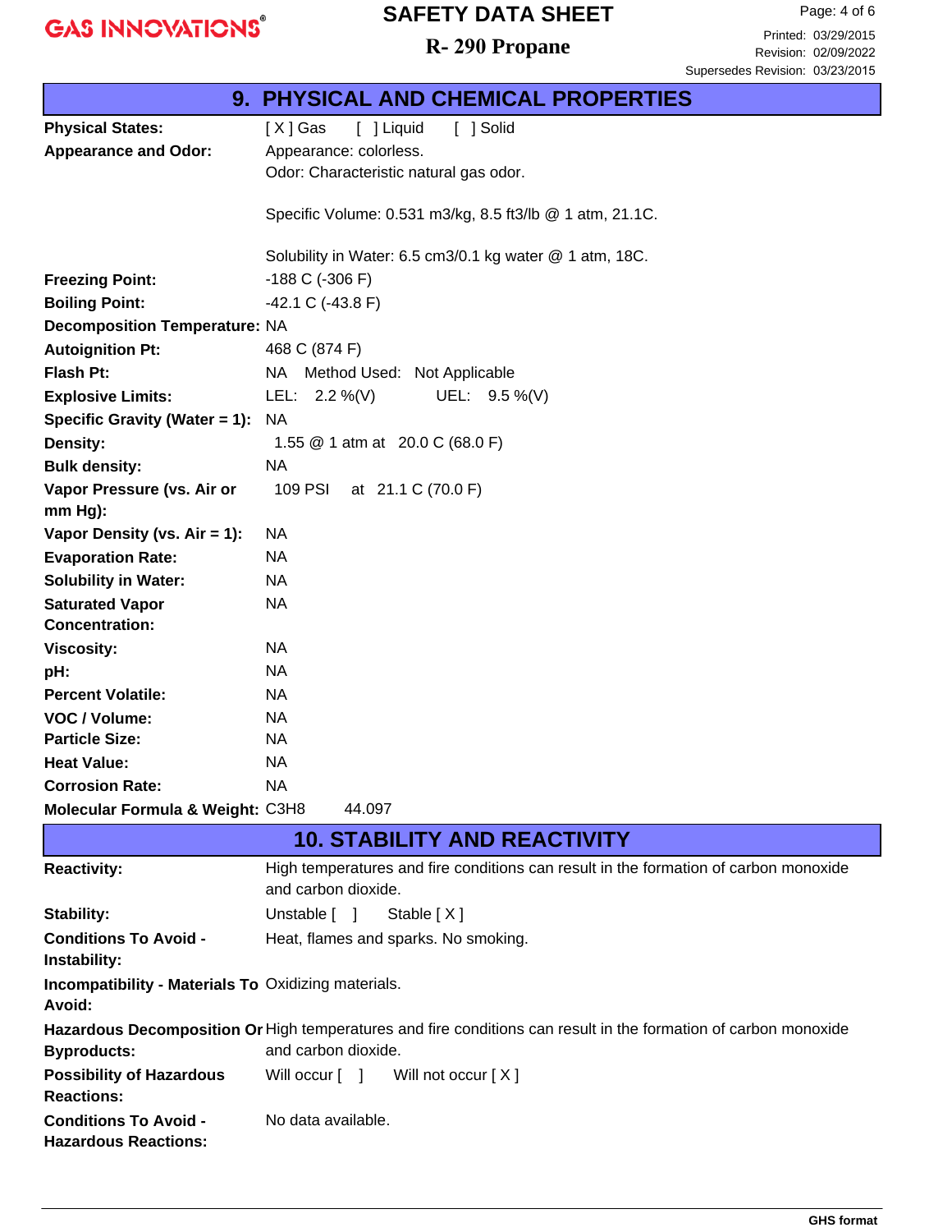## 9. PHYSICAL AND CHEMICAL PROPERTIES

| | |
|---|---|
| **Physical States:** | [ X ] Gas [ ] Liquid [ ] Solid |
| **Appearance and Odor:** | Appearance: colorless.<br>Odor: Characteristic natural gas odor.<br><br>Specific Volume: 0.531 m3/kg, 8.5 ft3/lb @ 1 atm, 21.1C.<br><br>Solubility in Water: 6.5 cm3/0.1 kg water @ 1 atm, 18C. |
| **Freezing Point:** | -188 C (-306 F) |
| **Boiling Point:** | -42.1 C (-43.8 F) |
| **Decomposition Temperature:** | NA |
| **Autoignition Pt:** | 468 C (874 F) |
| **Flash Pt:** | NA Method Used: Not Applicable |
| **Explosive Limits:** | LEL: 2.2 %(V) UEL: 9.5 %(V) |
| **Specific Gravity (Water = 1):** | NA |
| **Density:** | 1.55 @ 1 atm at 20.0 C (68.0 F) |
| **Bulk density:** | NA |
| **Vapor Pressure (vs. Air or mm Hg):** | 109 PSI at 21.1 C (70.0 F) |
| **Vapor Density (vs. Air = 1):** | NA |
| **Evaporation Rate:** | NA |
| **Solubility in Water:** | NA |
| **Saturated Vapor Concentration:** | NA |
| **Viscosity:** | NA |
| **pH:** | NA |
| **Percent Volatile:** | NA |
| **VOC / Volume:** | NA |
| **Particle Size:** | NA |
| **Heat Value:** | NA |
| **Corrosion Rate:** | NA |
| **Molecular Formula & Weight:** | $C_3H_8$ 44.097 |

## 10. STABILITY AND REACTIVITY

| | |
|---|---|
| **Reactivity:** | High temperatures and fire conditions can result in the formation of carbon monoxide and carbon dioxide. |
| **Stability:** | Unstable [ ] Stable [ X ] |
| **Conditions To Avoid - Instability:** | Heat, flames and sparks. No smoking. |
| **Incompatibility - Materials To Avoid:** | Oxidizing materials. |
| **Hazardous Decomposition Or Byproducts:** | High temperatures and fire conditions can result in the formation of carbon monoxide and carbon dioxide. |
| **Possibility of Hazardous Reactions:** | Will occur [ ] Will not occur [ X ] |
| **Conditions To Avoid - Hazardous Reactions:** | No data available. |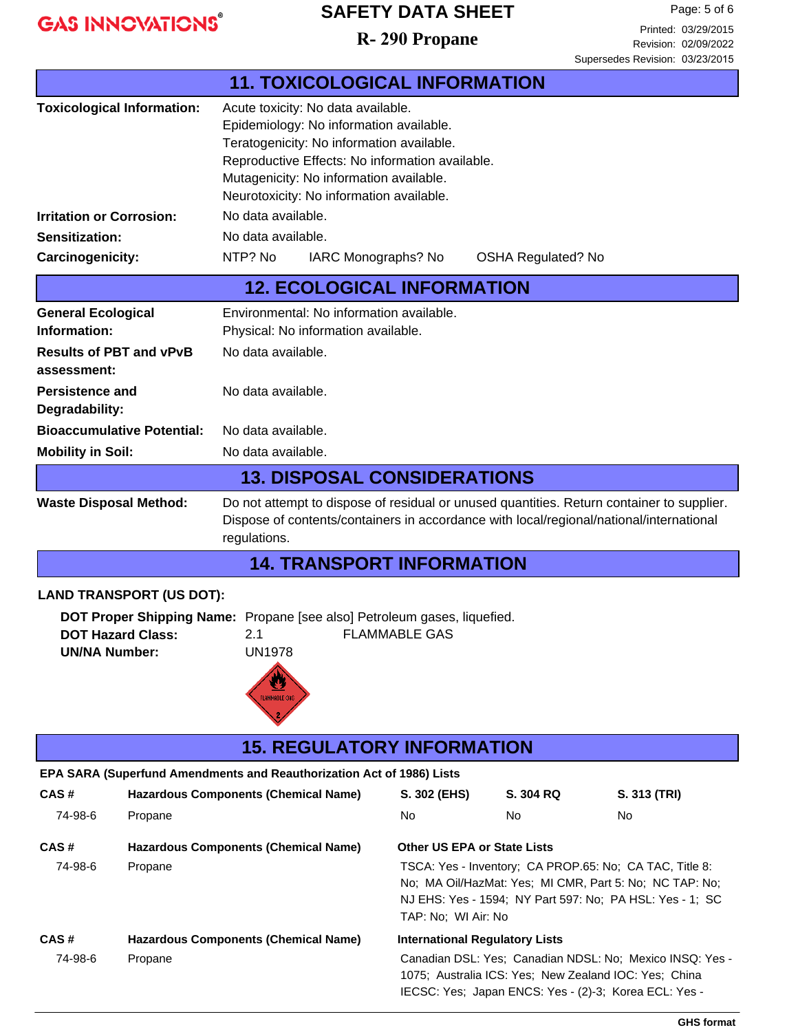## 11. TOXICOLOGICAL INFORMATION

**Toxicological Information:**
Acute toxicity: No data available.
Epidemiology: No information available.
Teratogenicity: No information available.
Reproductive Effects: No information available.
Mutagenicity: No information available.
Neurotoxicity: No information available.

**Irritation or Corrosion:** No data available.

**Sensitization:** No data available.

**Carcinogenicity:** NTP? No IARC Monographs? No OSHA Regulated? No

## 12. ECOLOGICAL INFORMATION

**General Ecological Information:**
Environmental: No information available.
Physical: No information available.

**Results of PBT and vPvB assessment:** No data available.

**Persistence and Degradability:** No data available.

**Bioaccumulative Potential:** No data available.

**Mobility in Soil:** No data available.

## 13. DISPOSAL CONSIDERATIONS

**Waste Disposal Method:** Do not attempt to dispose of residual or unused quantities. Return container to supplier. Dispose of contents/containers in accordance with local/regional/national/international regulations.

## 14. TRANSPORT INFORMATION

**LAND TRANSPORT (US DOT):**

**DOT Proper Shipping Name:** Propane [see also] Petroleum gases, liquefied.
**DOT Hazard Class:** 2.1 FLAMMABLE GAS
**UN/NA Number:** UN1978

## 15. REGULATORY INFORMATION

**EPA SARA (Superfund Amendments and Reauthorization Act of 1986) Lists**

| CAS # | Hazardous Components (Chemical Name) | S. 302 (EHS) | S. 304 RQ | S. 313 (TRI) |
|---|---|---|---|---|
| 74-98-6 | Propane | No | No | No |

| CAS # | Hazardous Components (Chemical Name) | Other US EPA or State Lists |
|---|---|---|
| 74-98-6 | Propane | TSCA: Yes - Inventory; CA PROP.65: No; CA TAC, Title 8: No; MA Oil/HazMat: Yes; MI CMR, Part 5: No; NC TAP: No; NJ EHS: Yes - 1594; NY Part 597: No; PA HSL: Yes - 1; SC TAP: No; WI Air: No |

| CAS # | Hazardous Components (Chemical Name) | International Regulatory Lists |
|---|---|---|
| 74-98-6 | Propane | Canadian DSL: Yes; Canadian NDSL: No; Mexico INSQ: Yes - 1075; Australia ICS: Yes; New Zealand IOC: Yes; China IECSC: Yes; Japan ENCS: Yes - (2)-3; Korea ECL: Yes - |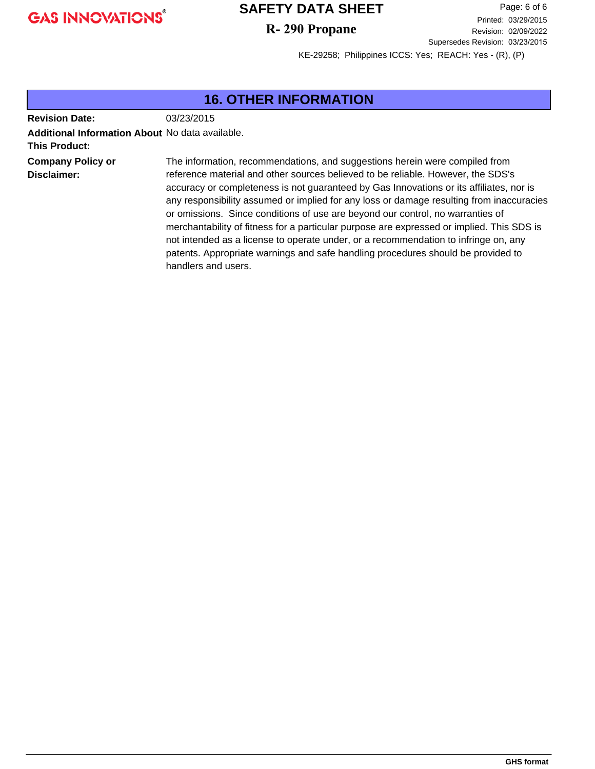## 16. OTHER INFORMATION

| | |
|---|---|
| **Revision Date:** | 03/23/2015 |
| **Additional Information About This Product:** | No data available. |
| **Company Policy or Disclaimer:** | The information, recommendations, and suggestions herein were compiled from reference material and other sources believed to be reliable. However, the SDS's accuracy or completeness is not guaranteed by Gas Innovations or its affiliates, nor is any responsibility assumed or implied for any loss or damage resulting from inaccuracies or omissions. Since conditions of use are beyond our control, no warranties of merchantability of fitness for a particular purpose are expressed or implied. This SDS is not intended as a license to operate under, or a recommendation to infringe on, any patents. Appropriate warnings and safe handling procedures should be provided to handlers and users. |